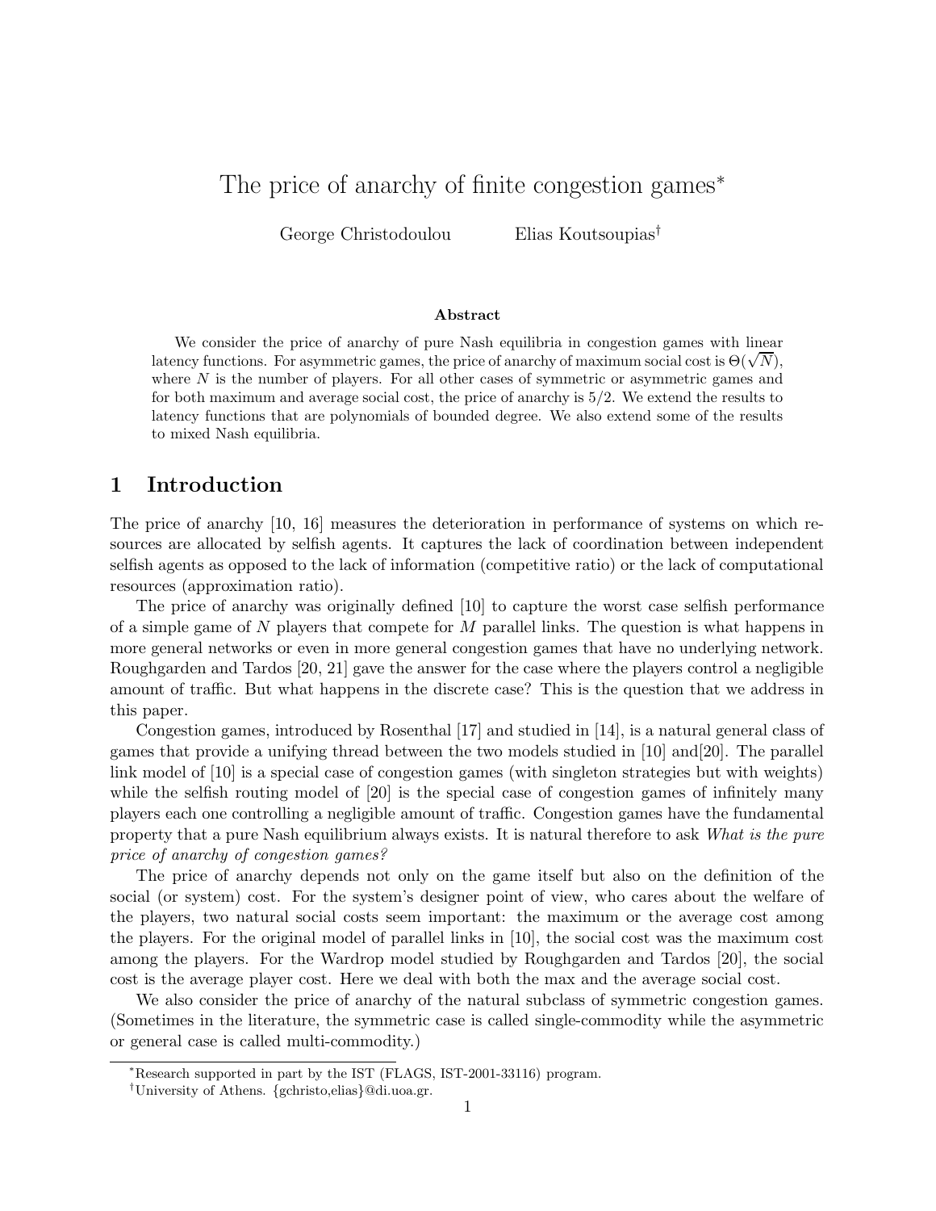# The price of anarchy of finite congestion games*

George Christodoulou  Elias Koutsoupias†

### Abstract

We consider the price of anarchy of pure Nash equilibria in congestion games with linear latency functions. For asymmetric games, the price of anarchy of maximum social cost is $\Theta(\sqrt{N})$, where $N$ is the number of players. For all other cases of symmetric or asymmetric games and for both maximum and average social cost, the price of anarchy is 5/2. We extend the results to latency functions that are polynomials of bounded degree. We also extend some of the results to mixed Nash equilibria.

## 1 Introduction

The price of anarchy [10, 16] measures the deterioration in performance of systems on which resources are allocated by selfish agents. It captures the lack of coordination between independent selfish agents as opposed to the lack of information (competitive ratio) or the lack of computational resources (approximation ratio).

The price of anarchy was originally defined [10] to capture the worst case selfish performance of a simple game of $N$ players that compete for $M$ parallel links. The question is what happens in more general networks or even in more general congestion games that have no underlying network. Roughgarden and Tardos [20, 21] gave the answer for the case where the players control a negligible amount of traffic. But what happens in the discrete case? This is the question that we address in this paper.

Congestion games, introduced by Rosenthal [17] and studied in [14], is a natural general class of games that provide a unifying thread between the two models studied in [10] and[20]. The parallel link model of [10] is a special case of congestion games (with singleton strategies but with weights) while the selfish routing model of [20] is the special case of congestion games of infinitely many players each one controlling a negligible amount of traffic. Congestion games have the fundamental property that a pure Nash equilibrium always exists. It is natural therefore to ask *What is the pure price of anarchy of congestion games?*

The price of anarchy depends not only on the game itself but also on the definition of the social (or system) cost. For the system's designer point of view, who cares about the welfare of the players, two natural social costs seem important: the maximum or the average cost among the players. For the original model of parallel links in [10], the social cost was the maximum cost among the players. For the Wardrop model studied by Roughgarden and Tardos [20], the social cost is the average player cost. Here we deal with both the max and the average social cost.

We also consider the price of anarchy of the natural subclass of symmetric congestion games. (Sometimes in the literature, the symmetric case is called single-commodity while the asymmetric or general case is called multi-commodity.)

*Research supported in part by the IST (FLAGS, IST-2001-33116) program.

†University of Athens. {gchristo,elias}@di.uoa.gr.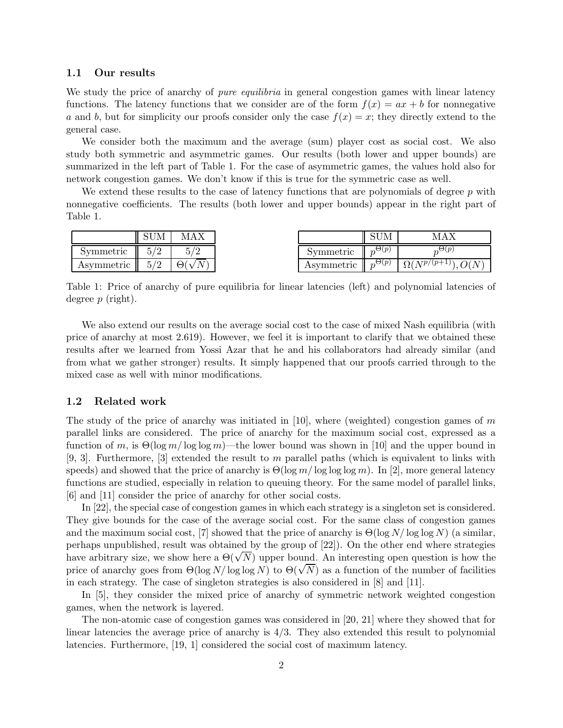### 1.1 Our results

We study the price of anarchy of *pure equilibria* in general congestion games with linear latency functions. The latency functions that we consider are of the form $f(x) = ax + b$ for nonnegative $a$ and $b$, but for simplicity our proofs consider only the case $f(x) = x$; they directly extend to the general case.

We consider both the maximum and the average (sum) player cost as social cost. We also study both symmetric and asymmetric games. Our results (both lower and upper bounds) are summarized in the left part of Table 1. For the case of asymmetric games, the values hold also for network congestion games. We don't know if this is true for the symmetric case as well.

We extend these results to the case of latency functions that are polynomials of degree $p$ with nonnegative coefficients. The results (both lower and upper bounds) appear in the right part of Table 1.

| | SUM | MAX |
|---|---|---|
| Symmetric | $5/2$ | $5/2$ |
| Asymmetric | $5/2$ | $\Theta(\sqrt{N})$ |

| | SUM | MAX |
|---|---|---|
| Symmetric | $p^{\Theta(p)}$ | $p^{\Theta(p)}$ |
| Asymmetric | $p^{\Theta(p)}$ | $\Omega(N^{p/(p+1)}), O(N)$ |

Table 1: Price of anarchy of pure equilibria for linear latencies (left) and polynomial latencies of degree $p$ (right).

We also extend our results on the average social cost to the case of mixed Nash equilibria (with price of anarchy at most 2.619). However, we feel it is important to clarify that we obtained these results after we learned from Yossi Azar that he and his collaborators had already similar (and from what we gather stronger) results. It simply happened that our proofs carried through to the mixed case as well with minor modifications.

### 1.2 Related work

The study of the price of anarchy was initiated in [10], where (weighted) congestion games of $m$ parallel links are considered. The price of anarchy for the maximum social cost, expressed as a function of $m$, is $\Theta(\log m / \log \log m)$—the lower bound was shown in [10] and the upper bound in [9, 3]. Furthermore, [3] extended the result to $m$ parallel paths (which is equivalent to links with speeds) and showed that the price of anarchy is $\Theta(\log m / \log \log \log m)$. In [2], more general latency functions are studied, especially in relation to queuing theory. For the same model of parallel links, [6] and [11] consider the price of anarchy for other social costs.

In [22], the special case of congestion games in which each strategy is a singleton set is considered. They give bounds for the case of the average social cost. For the same class of congestion games and the maximum social cost, [7] showed that the price of anarchy is $\Theta(\log N / \log \log N)$ (a similar, perhaps unpublished, result was obtained by the group of [22]). On the other end where strategies have arbitrary size, we show here a $\Theta(\sqrt{N})$ upper bound. An interesting open question is how the price of anarchy goes from $\Theta(\log N / \log \log N)$ to $\Theta(\sqrt{N})$ as a function of the number of facilities in each strategy. The case of singleton strategies is also considered in [8] and [11].

In [5], they consider the mixed price of anarchy of symmetric network weighted congestion games, when the network is layered.

The non-atomic case of congestion games was considered in [20, 21] where they showed that for linear latencies the average price of anarchy is 4/3. They also extended this result to polynomial latencies. Furthermore, [19, 1] considered the social cost of maximum latency.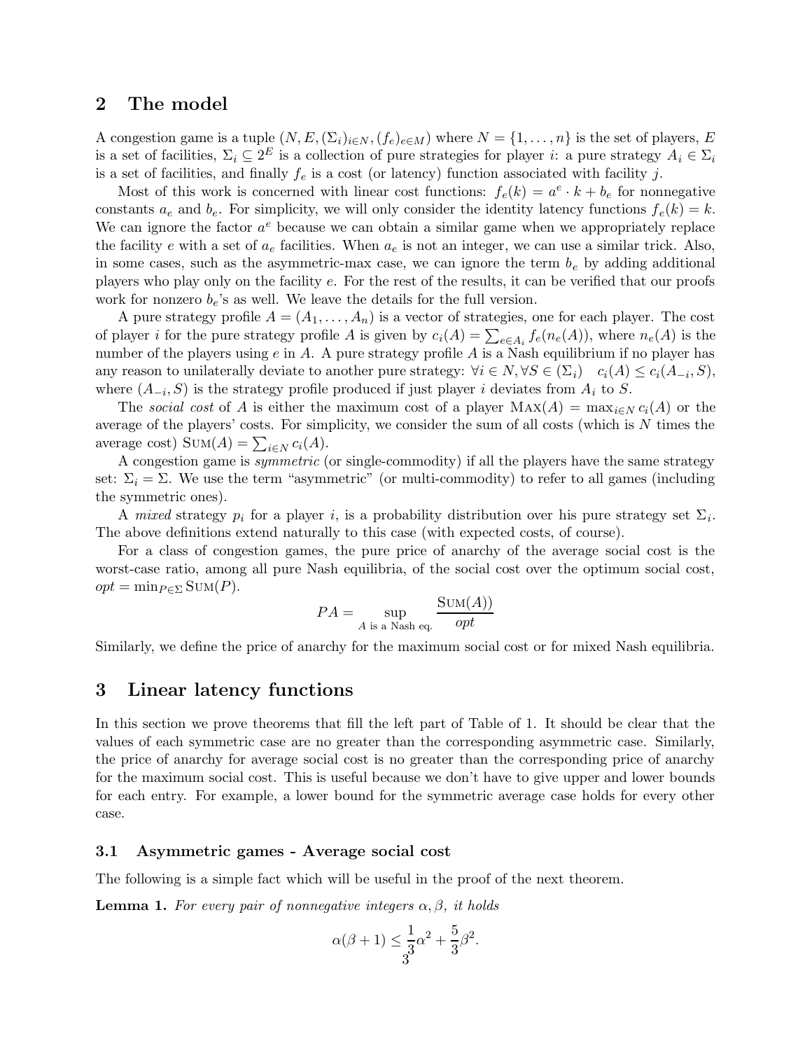## 2 The model

A congestion game is a tuple $(N, E, (\Sigma_i)_{i\in N}, (f_e)_{e\in M})$ where $N = \{1, \ldots, n\}$ is the set of players, $E$ is a set of facilities, $\Sigma_i \subseteq 2^E$ is a collection of pure strategies for player $i$: a pure strategy $A_i \in \Sigma_i$ is a set of facilities, and finally $f_e$ is a cost (or latency) function associated with facility $j$.

Most of this work is concerned with linear cost functions: $f_e(k) = a^e \cdot k + b_e$ for nonnegative constants $a_e$ and $b_e$. For simplicity, we will only consider the identity latency functions $f_e(k) = k$. We can ignore the factor $a^e$ because we can obtain a similar game when we appropriately replace the facility $e$ with a set of $a_e$ facilities. When $a_e$ is not an integer, we can use a similar trick. Also, in some cases, such as the asymmetric-max case, we can ignore the term $b_e$ by adding additional players who play only on the facility $e$. For the rest of the results, it can be verified that our proofs work for nonzero $b_e$'s as well. We leave the details for the full version.

A pure strategy profile $A = (A_1, \ldots, A_n)$ is a vector of strategies, one for each player. The cost of player $i$ for the pure strategy profile $A$ is given by $c_i(A) = \sum_{e\in A_i} f_e(n_e(A))$, where $n_e(A)$ is the number of the players using $e$ in $A$. A pure strategy profile $A$ is a Nash equilibrium if no player has any reason to unilaterally deviate to another pure strategy: $\forall i \in N, \forall S \in (\Sigma_i) \quad c_i(A) \leq c_i(A_{-i}, S)$, where $(A_{-i}, S)$ is the strategy profile produced if just player $i$ deviates from $A_i$ to $S$.

The *social cost* of $A$ is either the maximum cost of a player $\text{Max}(A) = \max_{i\in N} c_i(A)$ or the average of the players' costs. For simplicity, we consider the sum of all costs (which is $N$ times the average cost) $\text{Sum}(A) = \sum_{i\in N} c_i(A)$.

A congestion game is *symmetric* (or single-commodity) if all the players have the same strategy set: $\Sigma_i = \Sigma$. We use the term "asymmetric" (or multi-commodity) to refer to all games (including the symmetric ones).

A *mixed* strategy $p_i$ for a player $i$, is a probability distribution over his pure strategy set $\Sigma_i$. The above definitions extend naturally to this case (with expected costs, of course).

For a class of congestion games, the pure price of anarchy of the average social cost is the worst-case ratio, among all pure Nash equilibria, of the social cost over the optimum social cost, $opt = \min_{P\in\Sigma} \text{Sum}(P)$.

$$PA = \sup_{A \text{ is a Nash eq.}} \frac{\text{Sum}(A))}{opt}$$

Similarly, we define the price of anarchy for the maximum social cost or for mixed Nash equilibria.

## 3 Linear latency functions

In this section we prove theorems that fill the left part of Table of 1. It should be clear that the values of each symmetric case are no greater than the corresponding asymmetric case. Similarly, the price of anarchy for average social cost is no greater than the corresponding price of anarchy for the maximum social cost. This is useful because we don't have to give upper and lower bounds for each entry. For example, a lower bound for the symmetric average case holds for every other case.

### 3.1 Asymmetric games - Average social cost

The following is a simple fact which will be useful in the proof of the next theorem.

**Lemma 1.** *For every pair of nonnegative integers $\alpha, \beta$, it holds*

$$\alpha(\beta + 1) \leq \frac{1}{3}\alpha^2 + \frac{5}{3}\beta^2.$$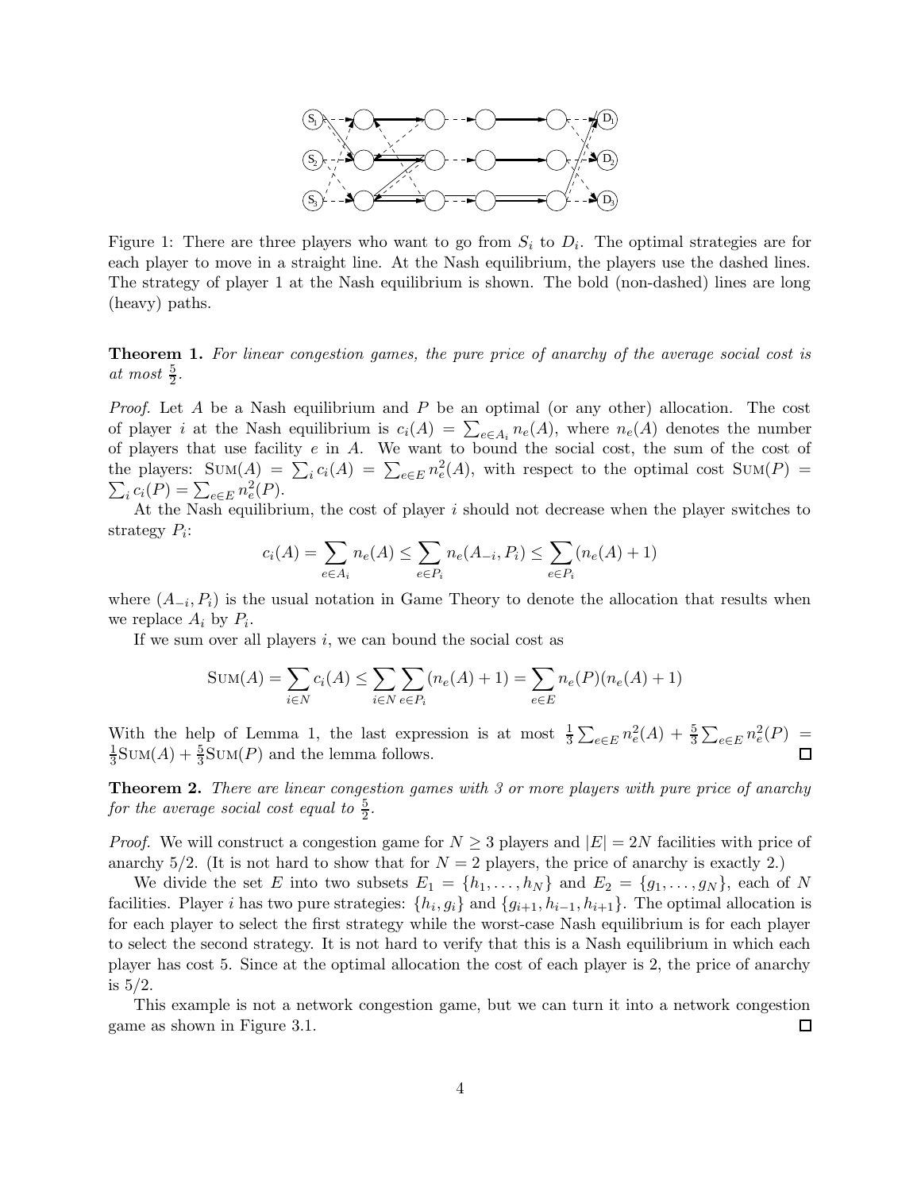Figure 1: There are three players who want to go from $S_i$ to $D_i$. The optimal strategies are for each player to move in a straight line. At the Nash equilibrium, the players use the dashed lines. The strategy of player 1 at the Nash equilibrium is shown. The bold (non-dashed) lines are long (heavy) paths.

**Theorem 1.** *For linear congestion games, the pure price of anarchy of the average social cost is at most* $\frac{5}{2}$.

*Proof.* Let $A$ be a Nash equilibrium and $P$ be an optimal (or any other) allocation. The cost of player $i$ at the Nash equilibrium is $c_i(A) = \sum_{e \in A_i} n_e(A)$, where $n_e(A)$ denotes the number of players that use facility $e$ in $A$. We want to bound the social cost, the sum of the cost of the players: $\text{Sum}(A) = \sum_i c_i(A) = \sum_{e \in E} n_e^2(A)$, with respect to the optimal cost $\text{Sum}(P) = \sum_i c_i(P) = \sum_{e \in E} n_e^2(P)$.

At the Nash equilibrium, the cost of player $i$ should not decrease when the player switches to strategy $P_i$:

$$c_i(A) = \sum_{e \in A_i} n_e(A) \leq \sum_{e \in P_i} n_e(A_{-i}, P_i) \leq \sum_{e \in P_i} (n_e(A) + 1)$$

where $(A_{-i}, P_i)$ is the usual notation in Game Theory to denote the allocation that results when we replace $A_i$ by $P_i$.

If we sum over all players $i$, we can bound the social cost as

$$\text{Sum}(A) = \sum_{i \in N} c_i(A) \leq \sum_{i \in N} \sum_{e \in P_i} (n_e(A) + 1) = \sum_{e \in E} n_e(P)(n_e(A) + 1)$$

With the help of Lemma 1, the last expression is at most $\frac{1}{3} \sum_{e \in E} n_e^2(A) + \frac{5}{3} \sum_{e \in E} n_e^2(P) = \frac{1}{3}\text{Sum}(A) + \frac{5}{3}\text{Sum}(P)$ and the lemma follows. ◻

**Theorem 2.** *There are linear congestion games with 3 or more players with pure price of anarchy for the average social cost equal to* $\frac{5}{2}$.

*Proof.* We will construct a congestion game for $N \geq 3$ players and $|E| = 2N$ facilities with price of anarchy 5/2. (It is not hard to show that for $N = 2$ players, the price of anarchy is exactly 2.)

We divide the set $E$ into two subsets $E_1 = \{h_1, \ldots, h_N\}$ and $E_2 = \{g_1, \ldots, g_N\}$, each of $N$ facilities. Player $i$ has two pure strategies: $\{h_i, g_i\}$ and $\{g_{i+1}, h_{i-1}, h_{i+1}\}$. The optimal allocation is for each player to select the first strategy while the worst-case Nash equilibrium is for each player to select the second strategy. It is not hard to verify that this is a Nash equilibrium in which each player has cost 5. Since at the optimal allocation the cost of each player is 2, the price of anarchy is 5/2.

This example is not a network congestion game, but we can turn it into a network congestion game as shown in Figure 3.1. ◻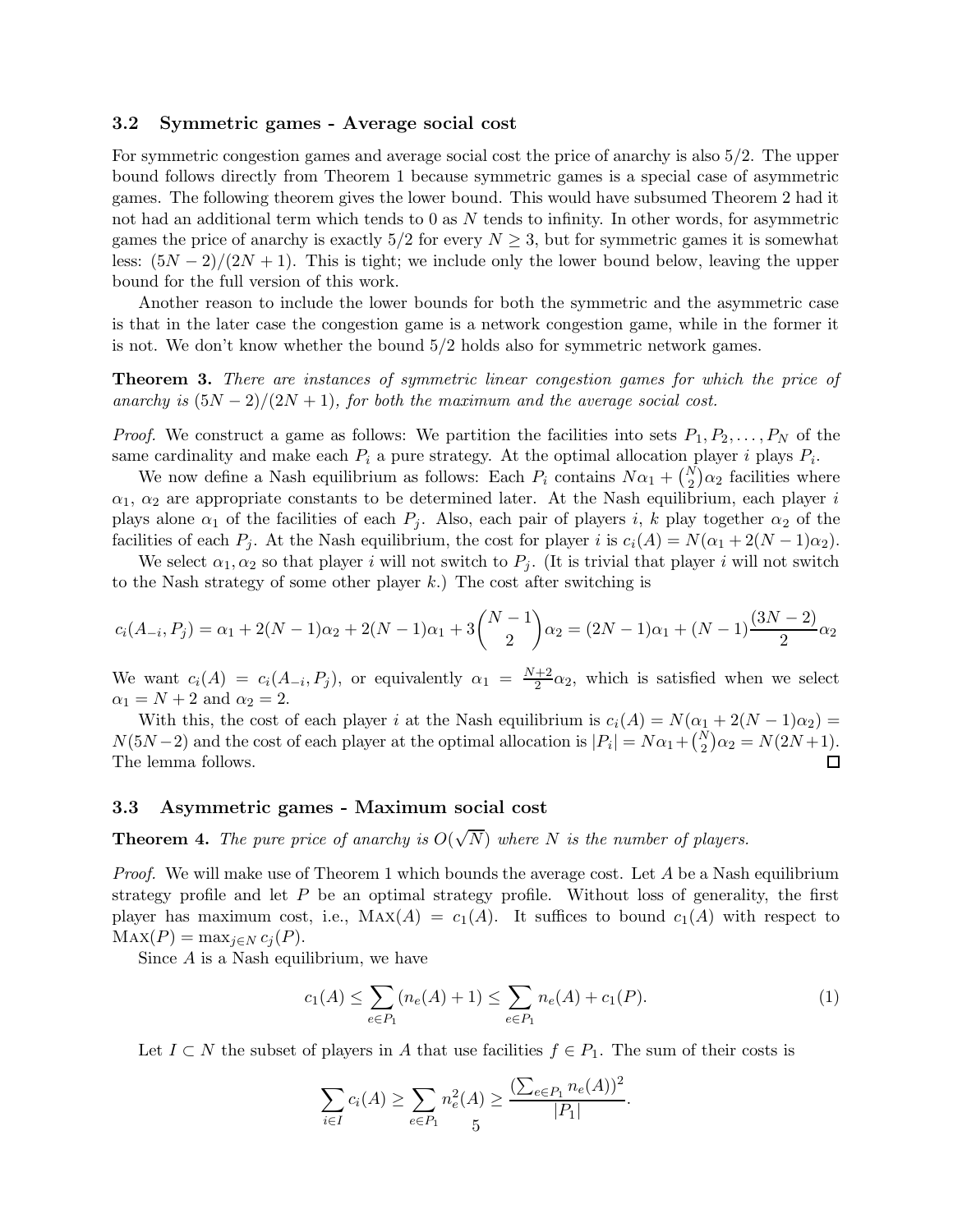### 3.2 Symmetric games - Average social cost

For symmetric congestion games and average social cost the price of anarchy is also 5/2. The upper bound follows directly from Theorem 1 because symmetric games is a special case of asymmetric games. The following theorem gives the lower bound. This would have subsumed Theorem 2 had it not had an additional term which tends to 0 as $N$ tends to infinity. In other words, for asymmetric games the price of anarchy is exactly 5/2 for every $N \geq 3$, but for symmetric games it is somewhat less: $(5N-2)/(2N+1)$. This is tight; we include only the lower bound below, leaving the upper bound for the full version of this work.

Another reason to include the lower bounds for both the symmetric and the asymmetric case is that in the later case the congestion game is a network congestion game, while in the former it is not. We don't know whether the bound 5/2 holds also for symmetric network games.

**Theorem 3.** *There are instances of symmetric linear congestion games for which the price of anarchy is $(5N-2)/(2N+1)$, for both the maximum and the average social cost.*

*Proof.* We construct a game as follows: We partition the facilities into sets $P_1, P_2, \ldots, P_N$ of the same cardinality and make each $P_i$ a pure strategy. At the optimal allocation player $i$ plays $P_i$.

We now define a Nash equilibrium as follows: Each $P_i$ contains $N\alpha_1 + \binom{N}{2}\alpha_2$ facilities where $\alpha_1$, $\alpha_2$ are appropriate constants to be determined later. At the Nash equilibrium, each player $i$ plays alone $\alpha_1$ of the facilities of each $P_j$. Also, each pair of players $i$, $k$ play together $\alpha_2$ of the facilities of each $P_j$. At the Nash equilibrium, the cost for player $i$ is $c_i(A) = N(\alpha_1 + 2(N-1)\alpha_2)$.

We select $\alpha_1, \alpha_2$ so that player $i$ will not switch to $P_j$. (It is trivial that player $i$ will not switch to the Nash strategy of some other player $k$.) The cost after switching is

$$c_i(A_{-i}, P_j) = \alpha_1 + 2(N-1)\alpha_2 + 2(N-1)\alpha_1 + 3\binom{N-1}{2}\alpha_2 = (2N-1)\alpha_1 + (N-1)\frac{(3N-2)}{2}\alpha_2$$

We want $c_i(A) = c_i(A_{-i}, P_j)$, or equivalently $\alpha_1 = \frac{N+2}{2}\alpha_2$, which is satisfied when we select $\alpha_1 = N+2$ and $\alpha_2 = 2$.

With this, the cost of each player $i$ at the Nash equilibrium is $c_i(A) = N(\alpha_1 + 2(N-1)\alpha_2) = N(5N-2)$ and the cost of each player at the optimal allocation is $|P_i| = N\alpha_1 + \binom{N}{2}\alpha_2 = N(2N+1)$. The lemma follows. $\square$

### 3.3 Asymmetric games - Maximum social cost

**Theorem 4.** *The pure price of anarchy is $O(\sqrt{N})$ where $N$ is the number of players.*

*Proof.* We will make use of Theorem 1 which bounds the average cost. Let $A$ be a Nash equilibrium strategy profile and let $P$ be an optimal strategy profile. Without loss of generality, the first player has maximum cost, i.e., $\text{MAX}(A) = c_1(A)$. It suffices to bound $c_1(A)$ with respect to $\text{MAX}(P) = \max_{j \in N} c_j(P)$.

Since $A$ is a Nash equilibrium, we have

$$c_1(A) \leq \sum_{e \in P_1} (n_e(A) + 1) \leq \sum_{e \in P_1} n_e(A) + c_1(P). \tag{1}$$

Let $I \subset N$ the subset of players in $A$ that use facilities $f \in P_1$. The sum of their costs is

$$\sum_{i \in I} c_i(A) \geq \sum_{e \in P_1} n_e^2(A) \geq \frac{(\sum_{e \in P_1} n_e(A))^2}{|P_1|}.$$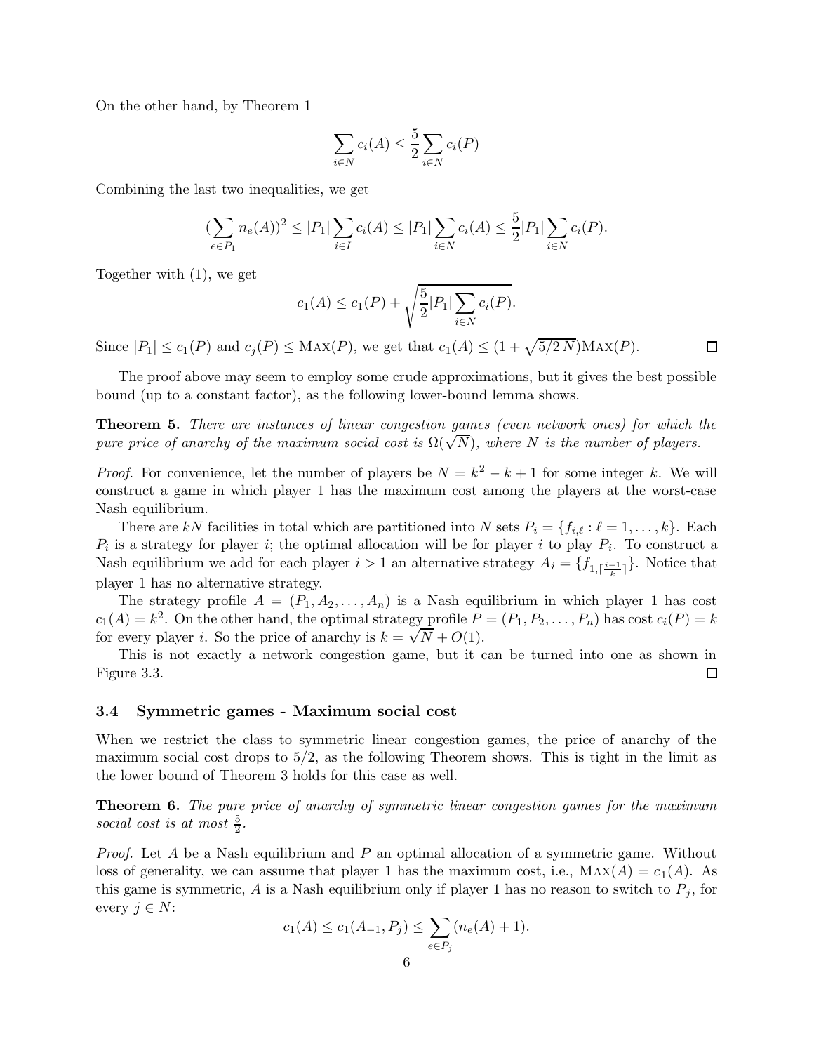On the other hand, by Theorem 1

$$\sum_{i \in N} c_i(A) \leq \frac{5}{2} \sum_{i \in N} c_i(P)$$

Combining the last two inequalities, we get

$$(\sum_{e \in P_1} n_e(A))^2 \leq |P_1| \sum_{i \in I} c_i(A) \leq |P_1| \sum_{i \in N} c_i(A) \leq \frac{5}{2} |P_1| \sum_{i \in N} c_i(P).$$

Together with (1), we get

$$c_1(A) \leq c_1(P) + \sqrt{\frac{5}{2} |P_1| \sum_{i \in N} c_i(P)}.$$

Since $|P_1| \leq c_1(P)$ and $c_j(P) \leq \textsc{Max}(P)$, we get that $c_1(A) \leq (1 + \sqrt{5/2\, N})\textsc{Max}(P)$. □

The proof above may seem to employ some crude approximations, but it gives the best possible bound (up to a constant factor), as the following lower-bound lemma shows.

**Theorem 5.** *There are instances of linear congestion games (even network ones) for which the pure price of anarchy of the maximum social cost is $\Omega(\sqrt{N})$, where $N$ is the number of players.*

*Proof.* For convenience, let the number of players be $N = k^2 - k + 1$ for some integer $k$. We will construct a game in which player 1 has the maximum cost among the players at the worst-case Nash equilibrium.

There are $kN$ facilities in total which are partitioned into $N$ sets $P_i = \{f_{i,\ell} : \ell = 1, \ldots, k\}$. Each $P_i$ is a strategy for player $i$; the optimal allocation will be for player $i$ to play $P_i$. To construct a Nash equilibrium we add for each player $i > 1$ an alternative strategy $A_i = \{f_{1,\lceil \frac{i-1}{k} \rceil}\}$. Notice that player 1 has no alternative strategy.

The strategy profile $A = (P_1, A_2, \ldots, A_n)$ is a Nash equilibrium in which player 1 has cost $c_1(A) = k^2$. On the other hand, the optimal strategy profile $P = (P_1, P_2, \ldots, P_n)$ has cost $c_i(P) = k$ for every player $i$. So the price of anarchy is $k = \sqrt{N} + O(1)$.

This is not exactly a network congestion game, but it can be turned into one as shown in Figure 3.3. □

### 3.4 Symmetric games - Maximum social cost

When we restrict the class to symmetric linear congestion games, the price of anarchy of the maximum social cost drops to $5/2$, as the following Theorem shows. This is tight in the limit as the lower bound of Theorem 3 holds for this case as well.

**Theorem 6.** *The pure price of anarchy of symmetric linear congestion games for the maximum social cost is at most $\frac{5}{2}$.*

*Proof.* Let $A$ be a Nash equilibrium and $P$ an optimal allocation of a symmetric game. Without loss of generality, we can assume that player 1 has the maximum cost, i.e., $\textsc{Max}(A) = c_1(A)$. As this game is symmetric, $A$ is a Nash equilibrium only if player 1 has no reason to switch to $P_j$, for every $j \in N$:

$$c_1(A) \leq c_1(A_{-1}, P_j) \leq \sum_{e \in P_j} (n_e(A) + 1).$$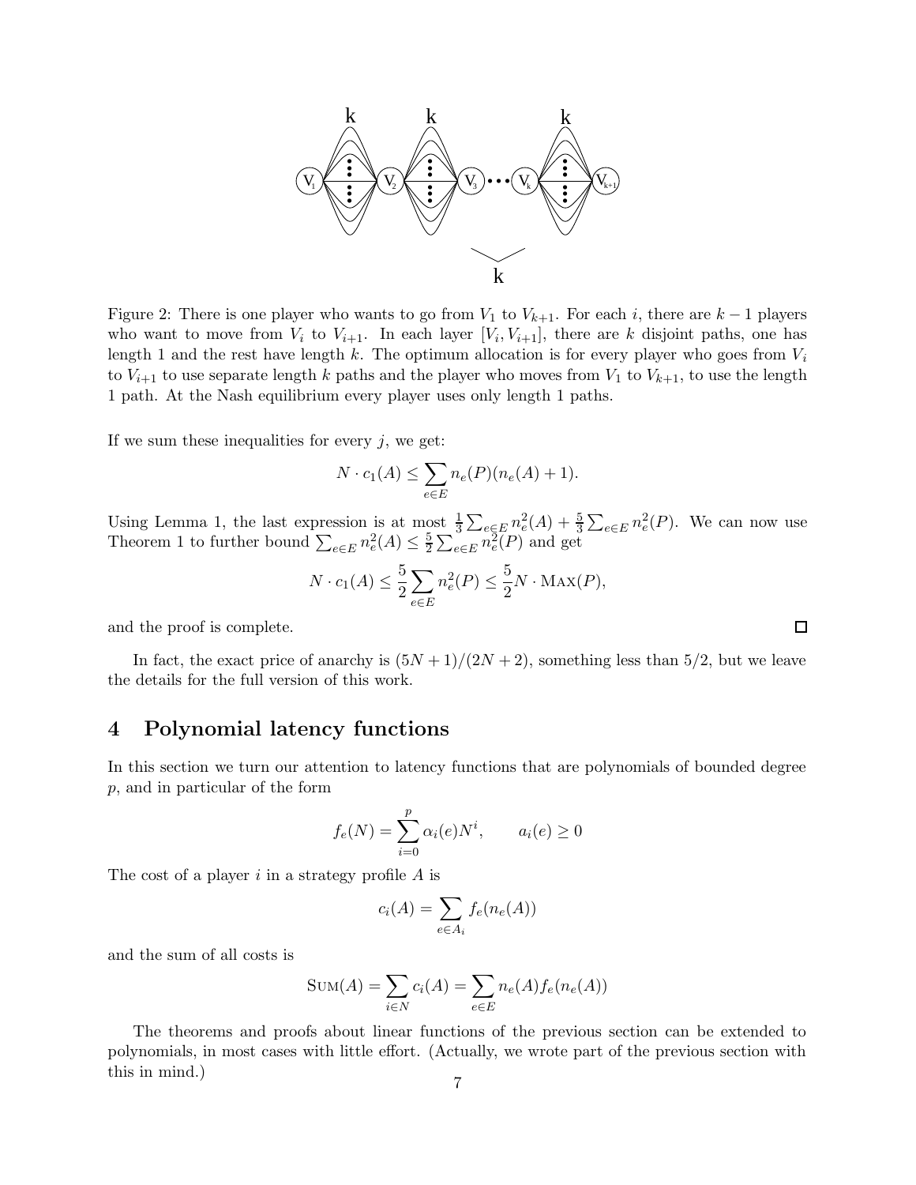Figure 2: There is one player who wants to go from $V_1$ to $V_{k+1}$. For each $i$, there are $k-1$ players who want to move from $V_i$ to $V_{i+1}$. In each layer $[V_i, V_{i+1}]$, there are $k$ disjoint paths, one has length 1 and the rest have length $k$. The optimum allocation is for every player who goes from $V_i$ to $V_{i+1}$ to use separate length $k$ paths and the player who moves from $V_1$ to $V_{k+1}$, to use the length 1 path. At the Nash equilibrium every player uses only length 1 paths.

If we sum these inequalities for every $j$, we get:

$$N \cdot c_1(A) \leq \sum_{e \in E} n_e(P)(n_e(A) + 1).$$

Using Lemma 1, the last expression is at most $\frac{1}{3}\sum_{e \in E} n_e^2(A) + \frac{5}{3}\sum_{e \in E} n_e^2(P)$. We can now use Theorem 1 to further bound $\sum_{e \in E} n_e^2(A) \leq \frac{5}{2}\sum_{e \in E} n_e^2(P)$ and get

$$N \cdot c_1(A) \leq \frac{5}{2}\sum_{e \in E} n_e^2(P) \leq \frac{5}{2} N \cdot \textsc{Max}(P),$$

and the proof is complete. □

In fact, the exact price of anarchy is $(5N+1)/(2N+2)$, something less than 5/2, but we leave the details for the full version of this work.

## 4 Polynomial latency functions

In this section we turn our attention to latency functions that are polynomials of bounded degree $p$, and in particular of the form

$$f_e(N) = \sum_{i=0}^{p} \alpha_i(e) N^i, \qquad a_i(e) \geq 0$$

The cost of a player $i$ in a strategy profile $A$ is

$$c_i(A) = \sum_{e \in A_i} f_e(n_e(A))$$

and the sum of all costs is

$$\textsc{Sum}(A) = \sum_{i \in N} c_i(A) = \sum_{e \in E} n_e(A) f_e(n_e(A))$$

The theorems and proofs about linear functions of the previous section can be extended to polynomials, in most cases with little effort. (Actually, we wrote part of the previous section with this in mind.)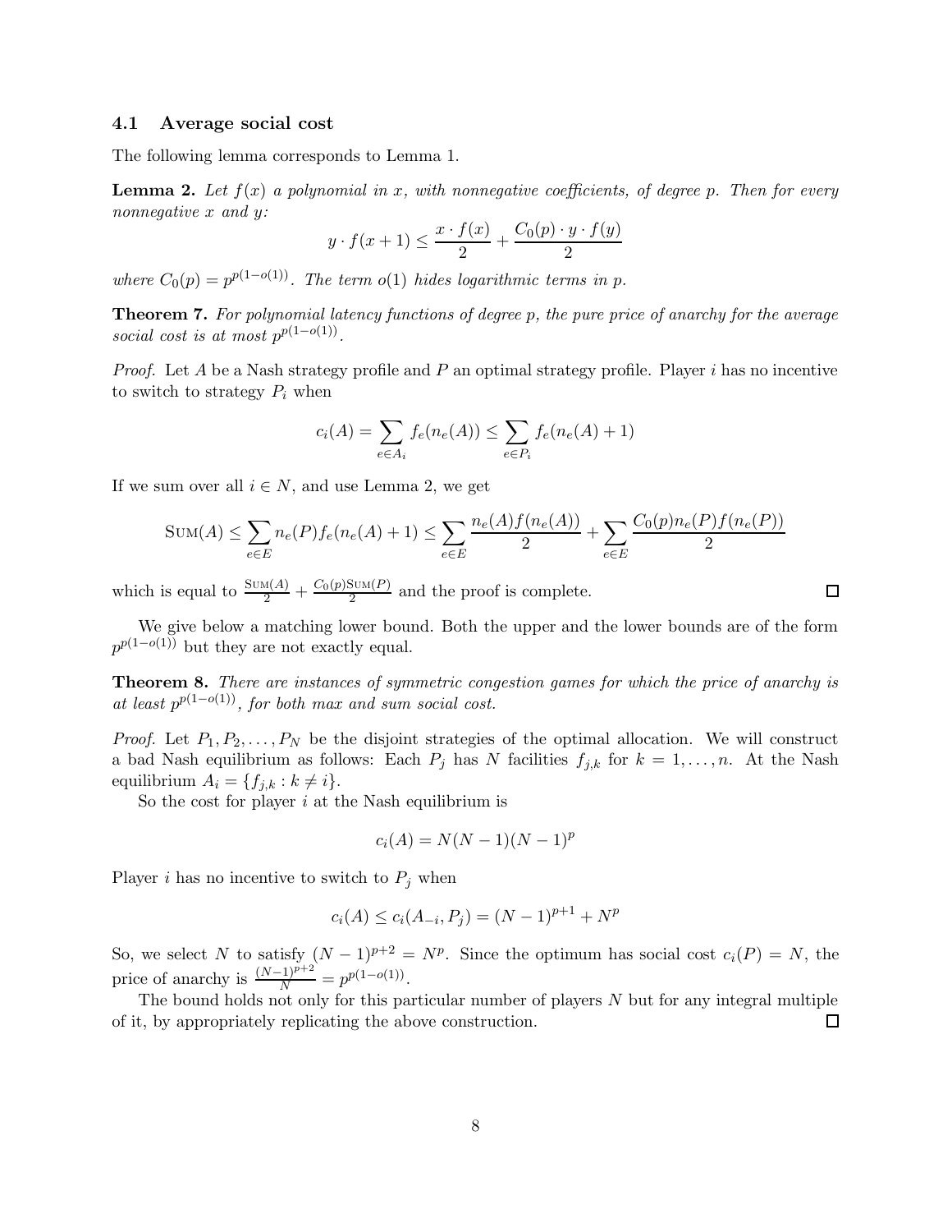### 4.1 Average social cost

The following lemma corresponds to Lemma 1.

**Lemma 2.** *Let $f(x)$ a polynomial in $x$, with nonnegative coefficients, of degree $p$. Then for every nonnegative $x$ and $y$:*

$$y \cdot f(x+1) \leq \frac{x \cdot f(x)}{2} + \frac{C_0(p) \cdot y \cdot f(y)}{2}$$

*where $C_0(p) = p^{p(1-o(1))}$. The term $o(1)$ hides logarithmic terms in $p$.*

**Theorem 7.** *For polynomial latency functions of degree $p$, the pure price of anarchy for the average social cost is at most $p^{p(1-o(1))}$.*

*Proof.* Let $A$ be a Nash strategy profile and $P$ an optimal strategy profile. Player $i$ has no incentive to switch to strategy $P_i$ when

$$c_i(A) = \sum_{e \in A_i} f_e(n_e(A)) \leq \sum_{e \in P_i} f_e(n_e(A) + 1)$$

If we sum over all $i \in N$, and use Lemma 2, we get

$$\textsc{Sum}(A) \leq \sum_{e \in E} n_e(P) f_e(n_e(A)+1) \leq \sum_{e \in E} \frac{n_e(A) f(n_e(A))}{2} + \sum_{e \in E} \frac{C_0(p) n_e(P) f(n_e(P))}{2}$$

which is equal to $\frac{\textsc{Sum}(A)}{2} + \frac{C_0(p)\textsc{Sum}(P)}{2}$ and the proof is complete. □

We give below a matching lower bound. Both the upper and the lower bounds are of the form $p^{p(1-o(1))}$ but they are not exactly equal.

**Theorem 8.** *There are instances of symmetric congestion games for which the price of anarchy is at least $p^{p(1-o(1))}$, for both max and sum social cost.*

*Proof.* Let $P_1, P_2, \ldots, P_N$ be the disjoint strategies of the optimal allocation. We will construct a bad Nash equilibrium as follows: Each $P_j$ has $N$ facilities $f_{j,k}$ for $k = 1, \ldots, n$. At the Nash equilibrium $A_i = \{f_{j,k} : k \neq i\}$.

So the cost for player $i$ at the Nash equilibrium is

$$c_i(A) = N(N-1)(N-1)^p$$

Player $i$ has no incentive to switch to $P_j$ when

$$c_i(A) \leq c_i(A_{-i}, P_j) = (N-1)^{p+1} + N^p$$

So, we select $N$ to satisfy $(N-1)^{p+2} = N^p$. Since the optimum has social cost $c_i(P) = N$, the price of anarchy is $\frac{(N-1)^{p+2}}{N} = p^{p(1-o(1))}$.

The bound holds not only for this particular number of players $N$ but for any integral multiple of it, by appropriately replicating the above construction. □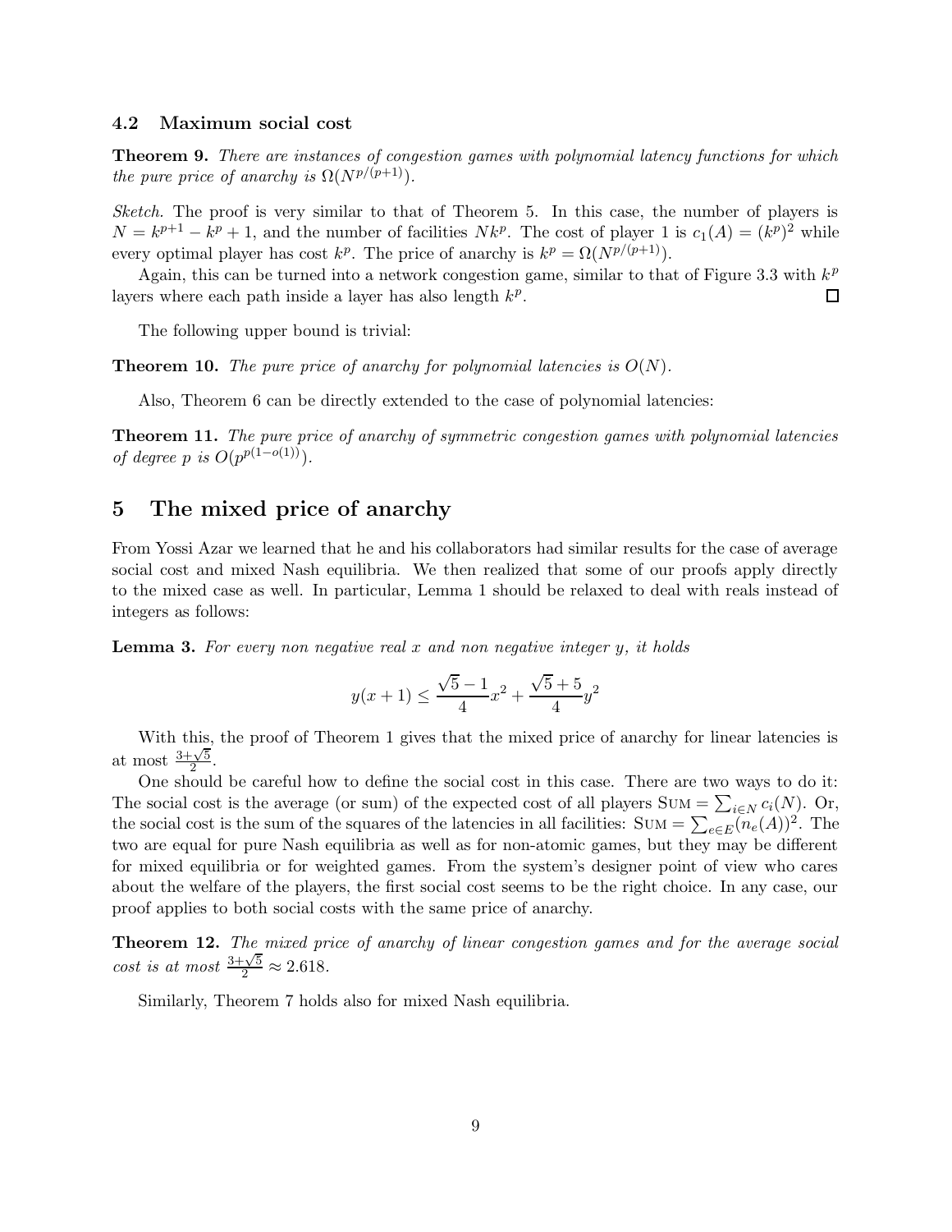### 4.2 Maximum social cost

**Theorem 9.** *There are instances of congestion games with polynomial latency functions for which the pure price of anarchy is $\Omega(N^{p/(p+1)})$.*

*Sketch.* The proof is very similar to that of Theorem 5. In this case, the number of players is $N = k^{p+1} - k^p + 1$, and the number of facilities $Nk^p$. The cost of player 1 is $c_1(A) = (k^p)^2$ while every optimal player has cost $k^p$. The price of anarchy is $k^p = \Omega(N^{p/(p+1)})$.

Again, this can be turned into a network congestion game, similar to that of Figure 3.3 with $k^p$ layers where each path inside a layer has also length $k^p$. □

The following upper bound is trivial:

**Theorem 10.** *The pure price of anarchy for polynomial latencies is $O(N)$.*

Also, Theorem 6 can be directly extended to the case of polynomial latencies:

**Theorem 11.** *The pure price of anarchy of symmetric congestion games with polynomial latencies of degree $p$ is $O(p^{p(1-o(1))})$.*

## 5 The mixed price of anarchy

From Yossi Azar we learned that he and his collaborators had similar results for the case of average social cost and mixed Nash equilibria. We then realized that some of our proofs apply directly to the mixed case as well. In particular, Lemma 1 should be relaxed to deal with reals instead of integers as follows:

**Lemma 3.** *For every non negative real $x$ and non negative integer $y$, it holds*

$$y(x+1) \leq \frac{\sqrt{5}-1}{4}x^2 + \frac{\sqrt{5}+5}{4}y^2$$

With this, the proof of Theorem 1 gives that the mixed price of anarchy for linear latencies is at most $\frac{3+\sqrt{5}}{2}$.

One should be careful how to define the social cost in this case. There are two ways to do it: The social cost is the average (or sum) of the expected cost of all players $\text{SUM} = \sum_{i \in N} c_i(N)$. Or, the social cost is the sum of the squares of the latencies in all facilities: $\text{SUM} = \sum_{e \in E}(n_e(A))^2$. The two are equal for pure Nash equilibria as well as for non-atomic games, but they may be different for mixed equilibria or for weighted games. From the system's designer point of view who cares about the welfare of the players, the first social cost seems to be the right choice. In any case, our proof applies to both social costs with the same price of anarchy.

**Theorem 12.** *The mixed price of anarchy of linear congestion games and for the average social cost is at most $\frac{3+\sqrt{5}}{2} \approx 2.618$.*

Similarly, Theorem 7 holds also for mixed Nash equilibria.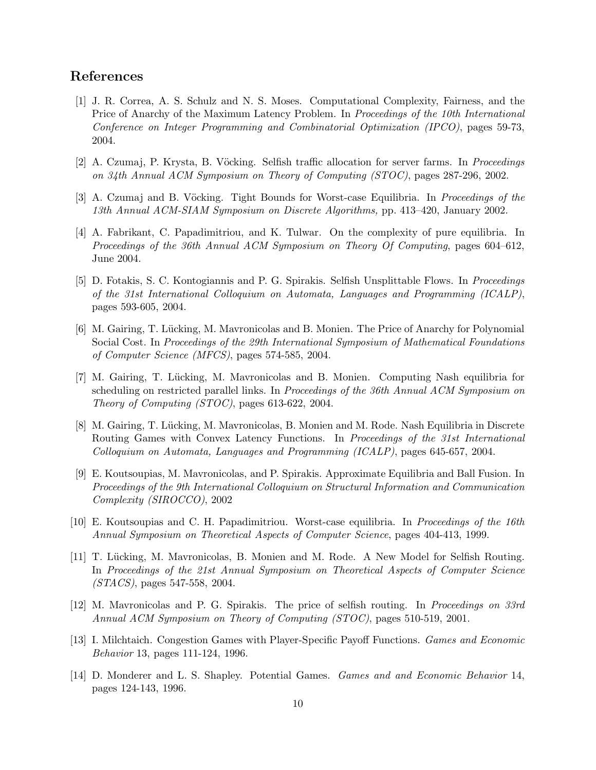## References

[1] J. R. Correa, A. S. Schulz and N. S. Moses. Computational Complexity, Fairness, and the Price of Anarchy of the Maximum Latency Problem. In *Proceedings of the 10th International Conference on Integer Programming and Combinatorial Optimization (IPCO)*, pages 59-73, 2004.

[2] A. Czumaj, P. Krysta, B. Vöcking. Selfish traffic allocation for server farms. In *Proceedings on 34th Annual ACM Symposium on Theory of Computing (STOC)*, pages 287-296, 2002.

[3] A. Czumaj and B. Vöcking. Tight Bounds for Worst-case Equilibria. In *Proceedings of the 13th Annual ACM-SIAM Symposium on Discrete Algorithms,* pp. 413–420, January 2002.

[4] A. Fabrikant, C. Papadimitriou, and K. Tulwar. On the complexity of pure equilibria. In *Proceedings of the 36th Annual ACM Symposium on Theory Of Computing*, pages 604–612, June 2004.

[5] D. Fotakis, S. C. Kontogiannis and P. G. Spirakis. Selfish Unsplittable Flows. In *Proceedings of the 31st International Colloquium on Automata, Languages and Programming (ICALP)*, pages 593-605, 2004.

[6] M. Gairing, T. Lücking, M. Mavronicolas and B. Monien. The Price of Anarchy for Polynomial Social Cost. In *Proceedings of the 29th International Symposium of Mathematical Foundations of Computer Science (MFCS)*, pages 574-585, 2004.

[7] M. Gairing, T. Lücking, M. Mavronicolas and B. Monien. Computing Nash equilibria for scheduling on restricted parallel links. In *Proceedings of the 36th Annual ACM Symposium on Theory of Computing (STOC)*, pages 613-622, 2004.

[8] M. Gairing, T. Lücking, M. Mavronicolas, B. Monien and M. Rode. Nash Equilibria in Discrete Routing Games with Convex Latency Functions. In *Proceedings of the 31st International Colloquium on Automata, Languages and Programming (ICALP)*, pages 645-657, 2004.

[9] E. Koutsoupias, M. Mavronicolas, and P. Spirakis. Approximate Equilibria and Ball Fusion. In *Proceedings of the 9th International Colloquium on Structural Information and Communication Complexity (SIROCCO)*, 2002

[10] E. Koutsoupias and C. H. Papadimitriou. Worst-case equilibria. In *Proceedings of the 16th Annual Symposium on Theoretical Aspects of Computer Science*, pages 404-413, 1999.

[11] T. Lücking, M. Mavronicolas, B. Monien and M. Rode. A New Model for Selfish Routing. In *Proceedings of the 21st Annual Symposium on Theoretical Aspects of Computer Science (STACS)*, pages 547-558, 2004.

[12] M. Mavronicolas and P. G. Spirakis. The price of selfish routing. In *Proceedings on 33rd Annual ACM Symposium on Theory of Computing (STOC)*, pages 510-519, 2001.

[13] I. Milchtaich. Congestion Games with Player-Specific Payoff Functions. *Games and Economic Behavior* 13, pages 111-124, 1996.

[14] D. Monderer and L. S. Shapley. Potential Games. *Games and and Economic Behavior* 14, pages 124-143, 1996.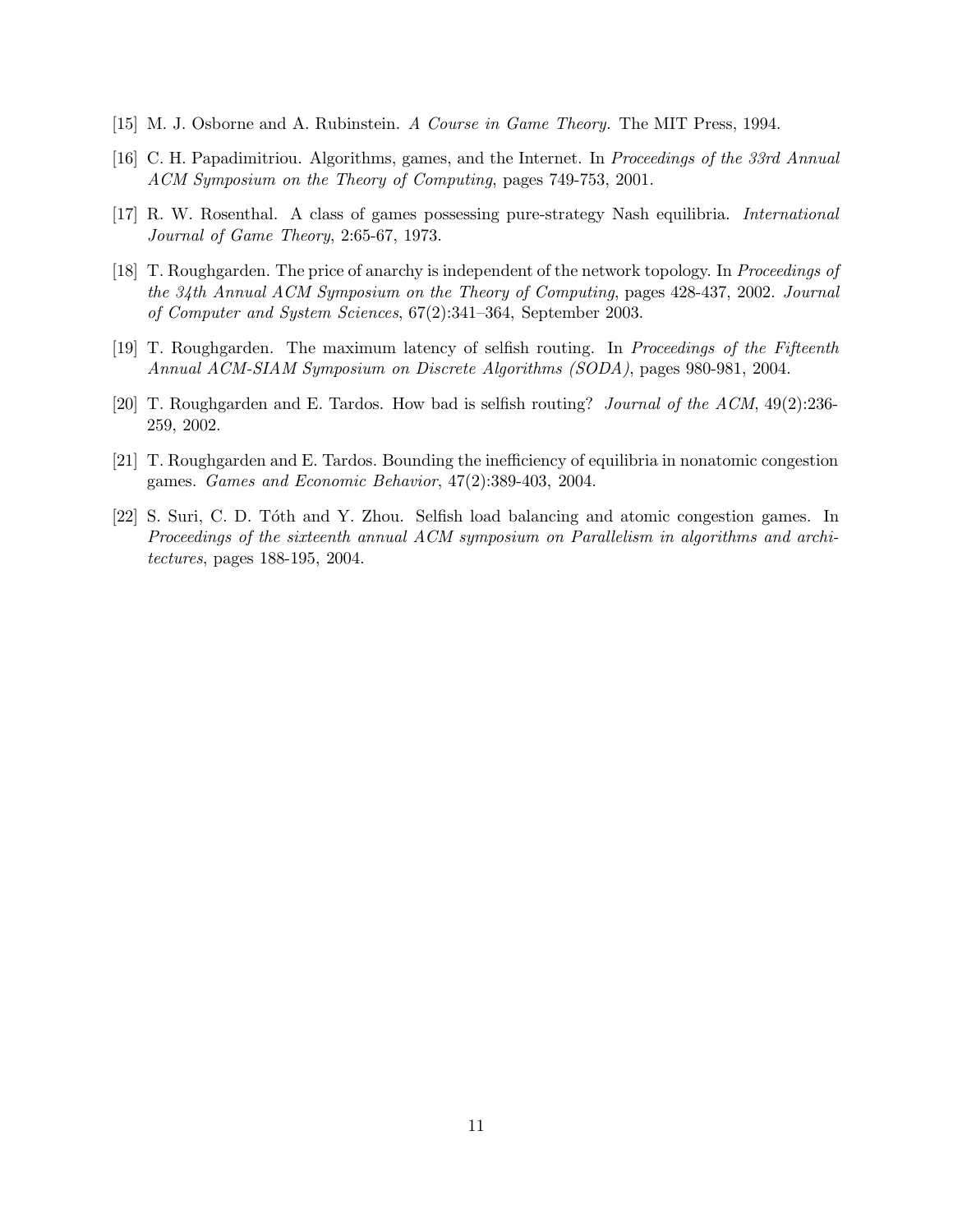[15] M. J. Osborne and A. Rubinstein. *A Course in Game Theory.* The MIT Press, 1994.

[16] C. H. Papadimitriou. Algorithms, games, and the Internet. In *Proceedings of the 33rd Annual ACM Symposium on the Theory of Computing*, pages 749-753, 2001.

[17] R. W. Rosenthal. A class of games possessing pure-strategy Nash equilibria. *International Journal of Game Theory*, 2:65-67, 1973.

[18] T. Roughgarden. The price of anarchy is independent of the network topology. In *Proceedings of the 34th Annual ACM Symposium on the Theory of Computing*, pages 428-437, 2002. *Journal of Computer and System Sciences*, 67(2):341–364, September 2003.

[19] T. Roughgarden. The maximum latency of selfish routing. In *Proceedings of the Fifteenth Annual ACM-SIAM Symposium on Discrete Algorithms (SODA)*, pages 980-981, 2004.

[20] T. Roughgarden and E. Tardos. How bad is selfish routing? *Journal of the ACM*, 49(2):236-259, 2002.

[21] T. Roughgarden and E. Tardos. Bounding the inefficiency of equilibria in nonatomic congestion games. *Games and Economic Behavior*, 47(2):389-403, 2004.

[22] S. Suri, C. D. Tóth and Y. Zhou. Selfish load balancing and atomic congestion games. In *Proceedings of the sixteenth annual ACM symposium on Parallelism in algorithms and architectures*, pages 188-195, 2004.